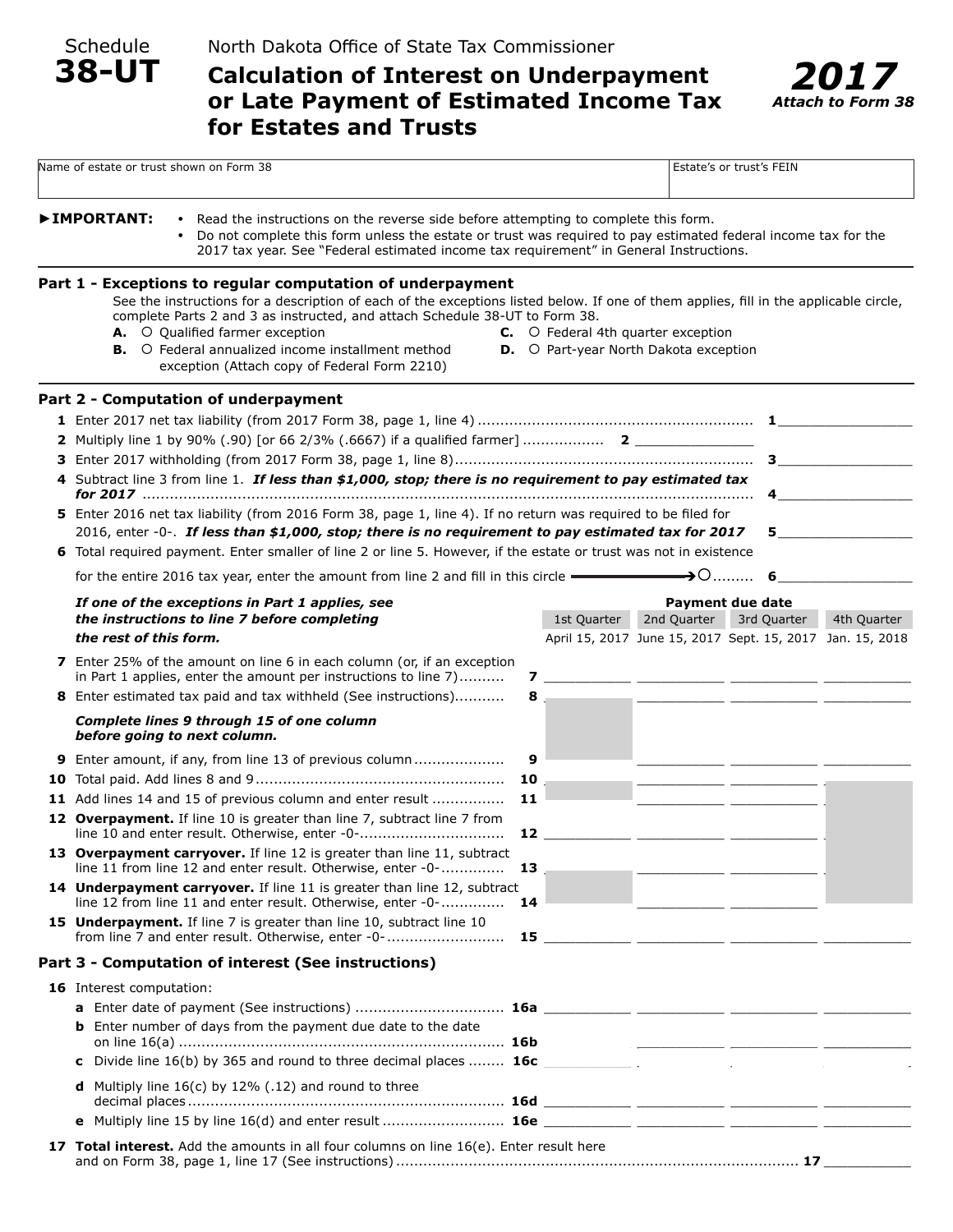Schedule **38-UT**

North Dakota Office of State Tax Commissioner

# Calculation of Interest on Underpayment or Late Payment of Estimated Income Tax for Estates and Trusts

***2017***
***Attach to Form 38***

| Name of estate or trust shown on Form 38 | Estate's or trust's FEIN |
|---|---|
| | |

**►IMPORTANT:**

- Read the instructions on the reverse side before attempting to complete this form.
- Do not complete this form unless the estate or trust was required to pay estimated federal income tax for the 2017 tax year. See "Federal estimated income tax requirement" in General Instructions.

## Part 1 - Exceptions to regular computation of underpayment

See the instructions for a description of each of the exceptions listed below. If one of them applies, fill in the applicable circle, complete Parts 2 and 3 as instructed, and attach Schedule 38-UT to Form 38.

**A.** ○ Qualified farmer exception

**B.** ○ Federal annualized income installment method exception (Attach copy of Federal Form 2210)

**C.** ○ Federal 4th quarter exception

**D.** ○ Part-year North Dakota exception

## Part 2 - Computation of underpayment

**1** Enter 2017 net tax liability (from 2017 Form 38, page 1, line 4) .......... **1** ________

**2** Multiply line 1 by 90% (.90) [or 66 2/3% (.6667) if a qualified farmer] .......... **2** ________

**3** Enter 2017 withholding (from 2017 Form 38, page 1, line 8) .......... **3** ________

**4** Subtract line 3 from line 1. ***If less than $1,000, stop; there is no requirement to pay estimated tax for 2017*** .......... **4** ________

**5** Enter 2016 net tax liability (from 2016 Form 38, page 1, line 4). If no return was required to be filed for 2016, enter -0-. ***If less than $1,000, stop; there is no requirement to pay estimated tax for 2017*** **5** ________

**6** Total required payment. Enter smaller of line 2 or line 5. However, if the estate or trust was not in existence for the entire 2016 tax year, enter the amount from line 2 and fill in this circle ⟶ ○ .......... **6** ________

***If one of the exceptions in Part 1 applies, see the instructions to line 7 before completing the rest of this form.***

| | | Payment due date | | | |
|---|---|---|---|---|---|
| | | 1st Quarter | 2nd Quarter | 3rd Quarter | 4th Quarter |
| | | April 15, 2017 | June 15, 2017 | Sept. 15, 2017 | Jan. 15, 2018 |
| **7** Enter 25% of the amount on line 6 in each column (or, if an exception in Part 1 applies, enter the amount per instructions to line 7) .......... | **7** | | | | |
| **8** Enter estimated tax paid and tax withheld (See instructions) .......... | **8** | | | | |
| ***Complete lines 9 through 15 of one column before going to next column.*** | | | | | |
| **9** Enter amount, if any, from line 13 of previous column .......... | **9** | | | | |
| **10** Total paid. Add lines 8 and 9 .......... | **10** | | | | |
| **11** Add lines 14 and 15 of previous column and enter result .......... | **11** | | | | |
| **12 Overpayment.** If line 10 is greater than line 7, subtract line 7 from line 10 and enter result. Otherwise, enter -0- .......... | **12** | | | | |
| **13 Overpayment carryover.** If line 12 is greater than line 11, subtract line 11 from line 12 and enter result. Otherwise, enter -0- .......... | **13** | | | | |
| **14 Underpayment carryover.** If line 11 is greater than line 12, subtract line 12 from line 11 and enter result. Otherwise, enter -0- .......... | **14** | | | | |
| **15 Underpayment.** If line 7 is greater than line 10, subtract line 10 from line 7 and enter result. Otherwise, enter -0- .......... | **15** | | | | |

## Part 3 - Computation of interest (See instructions)

| | | | | | |
|---|---|---|---|---|---|
| **16** Interest computation: | | | | | |
| **a** Enter date of payment (See instructions) .......... | **16a** | | | | |
| **b** Enter number of days from the payment due date to the date on line 16(a) .......... | **16b** | | | | |
| **c** Divide line 16(b) by 365 and round to three decimal places .......... | **16c** | | | | |
| **d** Multiply line 16(c) by 12% (.12) and round to three decimal places .......... | **16d** | | | | |
| **e** Multiply line 15 by line 16(d) and enter result .......... | **16e** | | | | |

**17 Total interest.** Add the amounts in all four columns on line 16(e). Enter result here and on Form 38, page 1, line 17 (See instructions) .......... **17** ________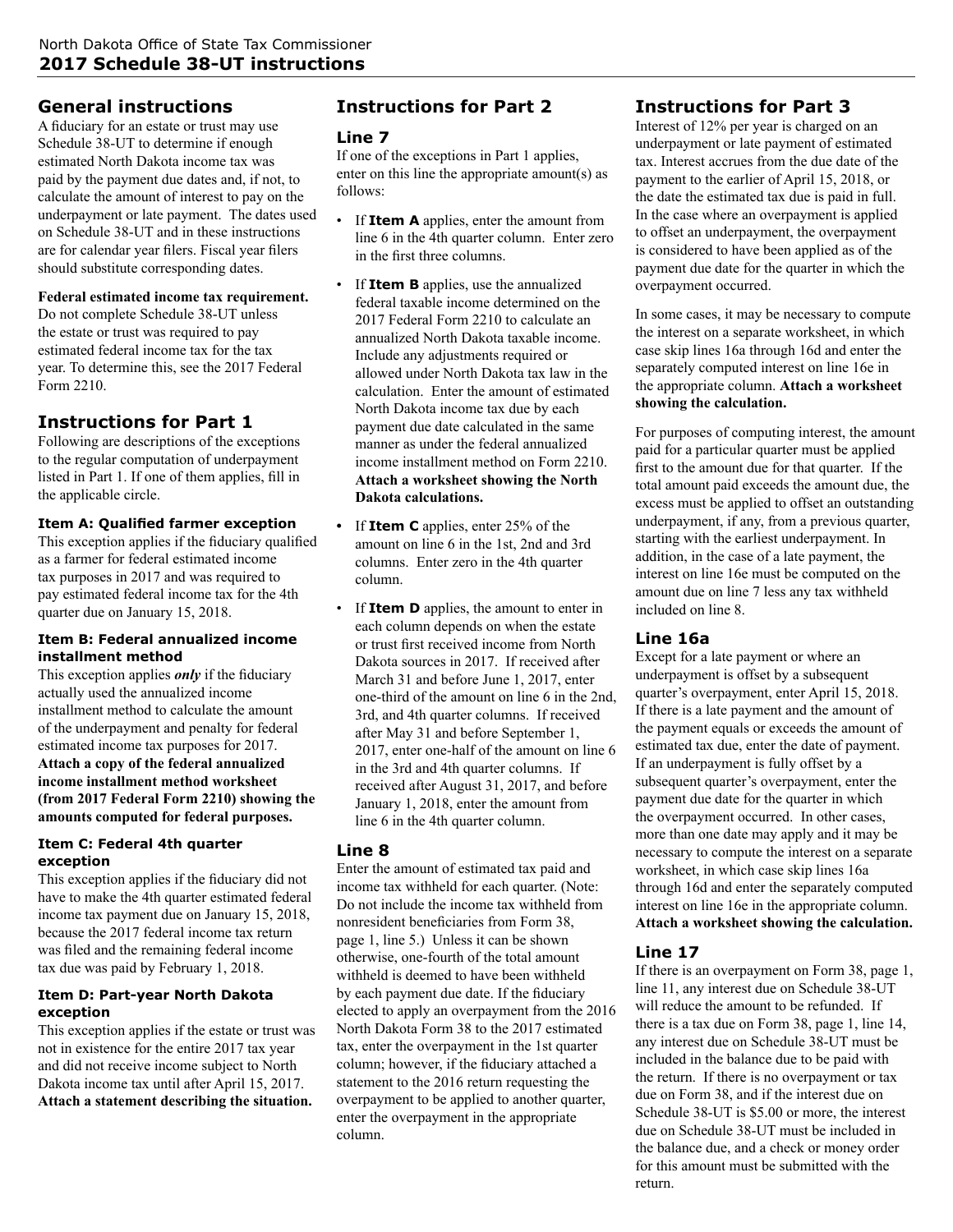North Dakota Office of State Tax Commissioner
**2017 Schedule 38-UT instructions**

## General instructions

A fiduciary for an estate or trust may use Schedule 38-UT to determine if enough estimated North Dakota income tax was paid by the payment due dates and, if not, to calculate the amount of interest to pay on the underpayment or late payment. The dates used on Schedule 38-UT and in these instructions are for calendar year filers. Fiscal year filers should substitute corresponding dates.

**Federal estimated income tax requirement.** Do not complete Schedule 38-UT unless the estate or trust was required to pay estimated federal income tax for the tax year. To determine this, see the 2017 Federal Form 2210.

## Instructions for Part 1

Following are descriptions of the exceptions to the regular computation of underpayment listed in Part 1. If one of them applies, fill in the applicable circle.

### Item A: Qualified farmer exception

This exception applies if the fiduciary qualified as a farmer for federal estimated income tax purposes in 2017 and was required to pay estimated federal income tax for the 4th quarter due on January 15, 2018.

### Item B: Federal annualized income installment method

This exception applies ***only*** if the fiduciary actually used the annualized income installment method to calculate the amount of the underpayment and penalty for federal estimated income tax purposes for 2017. **Attach a copy of the federal annualized income installment method worksheet (from 2017 Federal Form 2210) showing the amounts computed for federal purposes.**

### Item C: Federal 4th quarter exception

This exception applies if the fiduciary did not have to make the 4th quarter estimated federal income tax payment due on January 15, 2018, because the 2017 federal income tax return was filed and the remaining federal income tax due was paid by February 1, 2018.

### Item D: Part-year North Dakota exception

This exception applies if the estate or trust was not in existence for the entire 2017 tax year and did not receive income subject to North Dakota income tax until after April 15, 2017. **Attach a statement describing the situation.**

## Instructions for Part 2

### Line 7

If one of the exceptions in Part 1 applies, enter on this line the appropriate amount(s) as follows:

- If **Item A** applies, enter the amount from line 6 in the 4th quarter column. Enter zero in the first three columns.
- If **Item B** applies, use the annualized federal taxable income determined on the 2017 Federal Form 2210 to calculate an annualized North Dakota taxable income. Include any adjustments required or allowed under North Dakota tax law in the calculation. Enter the amount of estimated North Dakota income tax due by each payment due date calculated in the same manner as under the federal annualized income installment method on Form 2210. **Attach a worksheet showing the North Dakota calculations.**
- If **Item C** applies, enter 25% of the amount on line 6 in the 1st, 2nd and 3rd columns. Enter zero in the 4th quarter column.
- If **Item D** applies, the amount to enter in each column depends on when the estate or trust first received income from North Dakota sources in 2017. If received after March 31 and before June 1, 2017, enter one-third of the amount on line 6 in the 2nd, 3rd, and 4th quarter columns. If received after May 31 and before September 1, 2017, enter one-half of the amount on line 6 in the 3rd and 4th quarter columns. If received after August 31, 2017, and before January 1, 2018, enter the amount from line 6 in the 4th quarter column.

### Line 8

Enter the amount of estimated tax paid and income tax withheld for each quarter. (Note: Do not include the income tax withheld from nonresident beneficiaries from Form 38, page 1, line 5.) Unless it can be shown otherwise, one-fourth of the total amount withheld is deemed to have been withheld by each payment due date. If the fiduciary elected to apply an overpayment from the 2016 North Dakota Form 38 to the 2017 estimated tax, enter the overpayment in the 1st quarter column; however, if the fiduciary attached a statement to the 2016 return requesting the overpayment to be applied to another quarter, enter the overpayment in the appropriate column.

## Instructions for Part 3

Interest of 12% per year is charged on an underpayment or late payment of estimated tax. Interest accrues from the due date of the payment to the earlier of April 15, 2018, or the date the estimated tax due is paid in full. In the case where an overpayment is applied to offset an underpayment, the overpayment is considered to have been applied as of the payment due date for the quarter in which the overpayment occurred.

In some cases, it may be necessary to compute the interest on a separate worksheet, in which case skip lines 16a through 16d and enter the separately computed interest on line 16e in the appropriate column. **Attach a worksheet showing the calculation.**

For purposes of computing interest, the amount paid for a particular quarter must be applied first to the amount due for that quarter. If the total amount paid exceeds the amount due, the excess must be applied to offset an outstanding underpayment, if any, from a previous quarter, starting with the earliest underpayment. In addition, in the case of a late payment, the interest on line 16e must be computed on the amount due on line 7 less any tax withheld included on line 8.

### Line 16a

Except for a late payment or where an underpayment is offset by a subsequent quarter's overpayment, enter April 15, 2018. If there is a late payment and the amount of the payment equals or exceeds the amount of estimated tax due, enter the date of payment. If an underpayment is fully offset by a subsequent quarter's overpayment, enter the payment due date for the quarter in which the overpayment occurred. In other cases, more than one date may apply and it may be necessary to compute the interest on a separate worksheet, in which case skip lines 16a through 16d and enter the separately computed interest on line 16e in the appropriate column. **Attach a worksheet showing the calculation.**

### Line 17

If there is an overpayment on Form 38, page 1, line 11, any interest due on Schedule 38-UT will reduce the amount to be refunded. If there is a tax due on Form 38, page 1, line 14, any interest due on Schedule 38-UT must be included in the balance due to be paid with the return. If there is no overpayment or tax due on Form 38, and if the interest due on Schedule 38-UT is $5.00 or more, the interest due on Schedule 38-UT must be included in the balance due, and a check or money order for this amount must be submitted with the return.